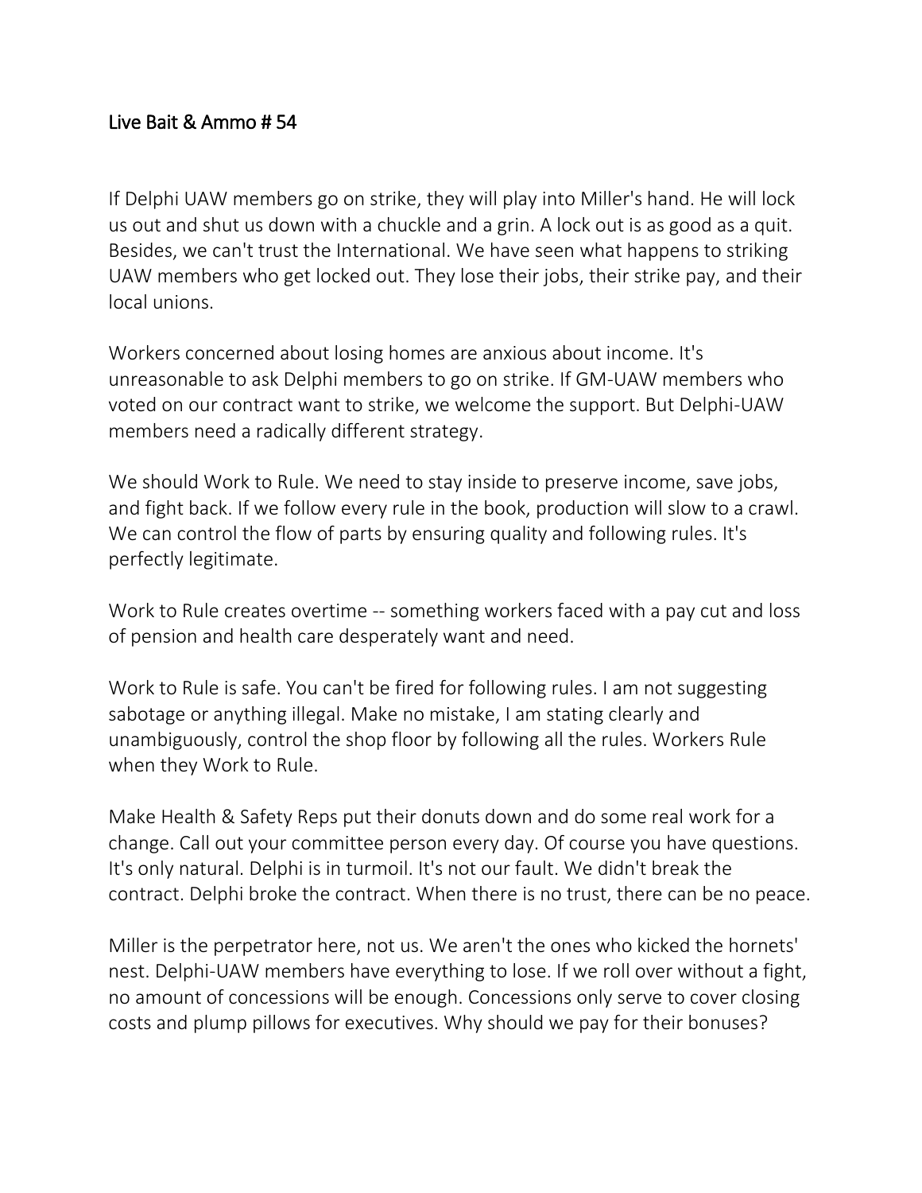# Live Bait & Ammo # 54

If Delphi UAW members go on strike, they will play into Miller's hand. He will lock us out and shut us down with a chuckle and a grin. A lock out is as good as a quit. Besides, we can't trust the International. We have seen what happens to striking UAW members who get locked out. They lose their jobs, their strike pay, and their local unions.

Workers concerned about losing homes are anxious about income. It's unreasonable to ask Delphi members to go on strike. If GM-UAW members who voted on our contract want to strike, we welcome the support. But Delphi-UAW members need a radically different strategy.

We should Work to Rule. We need to stay inside to preserve income, save jobs, and fight back. If we follow every rule in the book, production will slow to a crawl. We can control the flow of parts by ensuring quality and following rules. It's perfectly legitimate.

Work to Rule creates overtime -- something workers faced with a pay cut and loss of pension and health care desperately want and need.

Work to Rule is safe. You can't be fired for following rules. I am not suggesting sabotage or anything illegal. Make no mistake, I am stating clearly and unambiguously, control the shop floor by following all the rules. Workers Rule when they Work to Rule.

Make Health & Safety Reps put their donuts down and do some real work for a change. Call out your committee person every day. Of course you have questions. It's only natural. Delphi is in turmoil. It's not our fault. We didn't break the contract. Delphi broke the contract. When there is no trust, there can be no peace.

Miller is the perpetrator here, not us. We aren't the ones who kicked the hornets' nest. Delphi-UAW members have everything to lose. If we roll over without a fight, no amount of concessions will be enough. Concessions only serve to cover closing costs and plump pillows for executives. Why should we pay for their bonuses?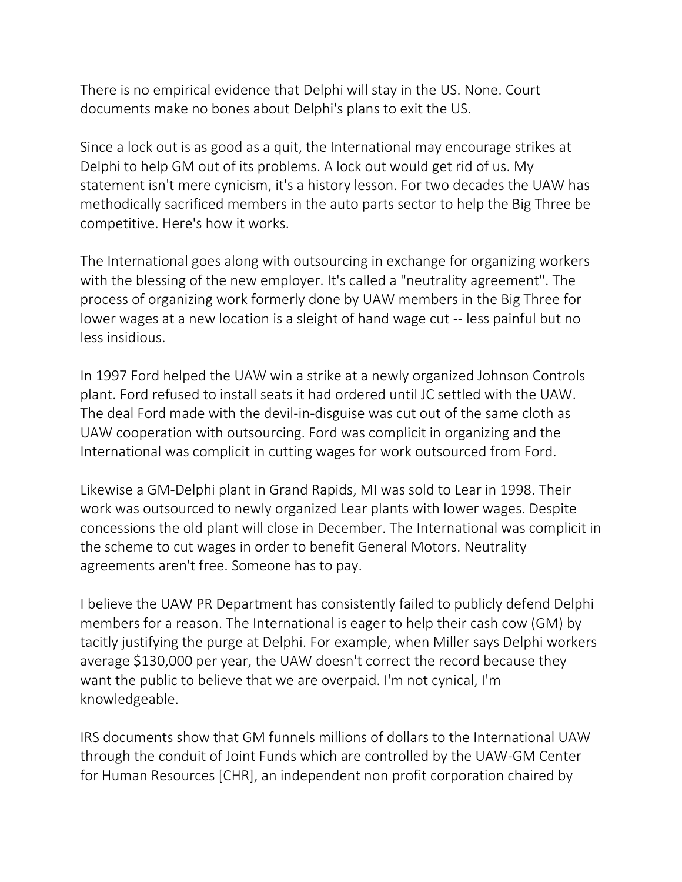There is no empirical evidence that Delphi will stay in the US. None. Court documents make no bones about Delphi's plans to exit the US.

Since a lock out is as good as a quit, the International may encourage strikes at Delphi to help GM out of its problems. A lock out would get rid of us. My statement isn't mere cynicism, it's a history lesson. For two decades the UAW has methodically sacrificed members in the auto parts sector to help the Big Three be competitive. Here's how it works.

The International goes along with outsourcing in exchange for organizing workers with the blessing of the new employer. It's called a "neutrality agreement". The process of organizing work formerly done by UAW members in the Big Three for lower wages at a new location is a sleight of hand wage cut -- less painful but no less insidious.

In 1997 Ford helped the UAW win a strike at a newly organized Johnson Controls plant. Ford refused to install seats it had ordered until JC settled with the UAW. The deal Ford made with the devil-in-disguise was cut out of the same cloth as UAW cooperation with outsourcing. Ford was complicit in organizing and the International was complicit in cutting wages for work outsourced from Ford.

Likewise a GM-Delphi plant in Grand Rapids, MI was sold to Lear in 1998. Their work was outsourced to newly organized Lear plants with lower wages. Despite concessions the old plant will close in December. The International was complicit in the scheme to cut wages in order to benefit General Motors. Neutrality agreements aren't free. Someone has to pay.

I believe the UAW PR Department has consistently failed to publicly defend Delphi members for a reason. The International is eager to help their cash cow (GM) by tacitly justifying the purge at Delphi. For example, when Miller says Delphi workers average $130,000 per year, the UAW doesn't correct the record because they want the public to believe that we are overpaid. I'm not cynical, I'm knowledgeable.

IRS documents show that GM funnels millions of dollars to the International UAW through the conduit of Joint Funds which are controlled by the UAW-GM Center for Human Resources [CHR], an independent non profit corporation chaired by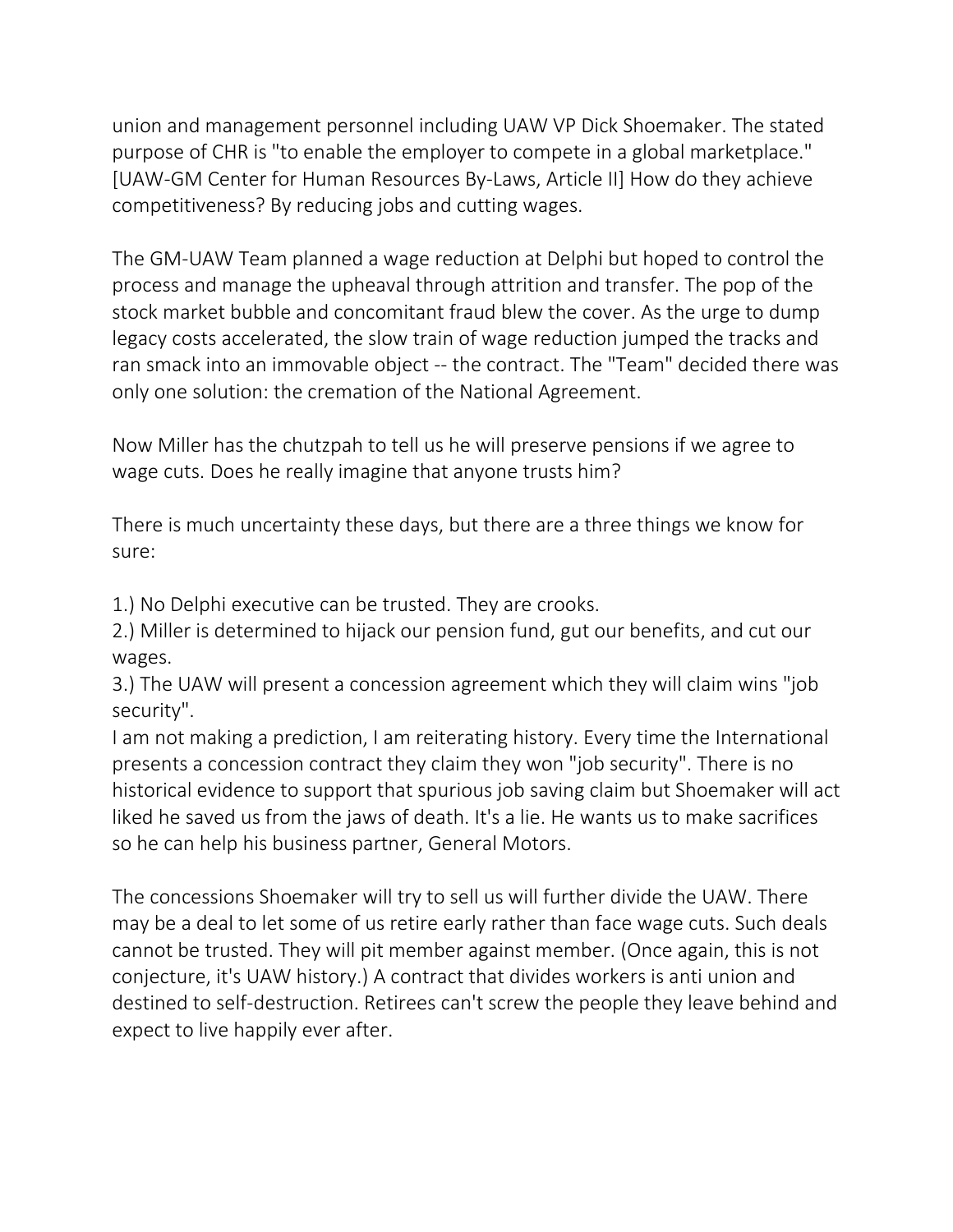union and management personnel including UAW VP Dick Shoemaker. The stated purpose of CHR is "to enable the employer to compete in a global marketplace." [UAW-GM Center for Human Resources By-Laws, Article II] How do they achieve competitiveness? By reducing jobs and cutting wages.

The GM-UAW Team planned a wage reduction at Delphi but hoped to control the process and manage the upheaval through attrition and transfer. The pop of the stock market bubble and concomitant fraud blew the cover. As the urge to dump legacy costs accelerated, the slow train of wage reduction jumped the tracks and ran smack into an immovable object -- the contract. The "Team" decided there was only one solution: the cremation of the National Agreement.

Now Miller has the chutzpah to tell us he will preserve pensions if we agree to wage cuts. Does he really imagine that anyone trusts him?

There is much uncertainty these days, but there are a three things we know for sure:

1.) No Delphi executive can be trusted. They are crooks.
2.) Miller is determined to hijack our pension fund, gut our benefits, and cut our wages.
3.) The UAW will present a concession agreement which they will claim wins "job security".

I am not making a prediction, I am reiterating history. Every time the International presents a concession contract they claim they won "job security". There is no historical evidence to support that spurious job saving claim but Shoemaker will act liked he saved us from the jaws of death. It's a lie. He wants us to make sacrifices so he can help his business partner, General Motors.

The concessions Shoemaker will try to sell us will further divide the UAW. There may be a deal to let some of us retire early rather than face wage cuts. Such deals cannot be trusted. They will pit member against member. (Once again, this is not conjecture, it's UAW history.) A contract that divides workers is anti union and destined to self-destruction. Retirees can't screw the people they leave behind and expect to live happily ever after.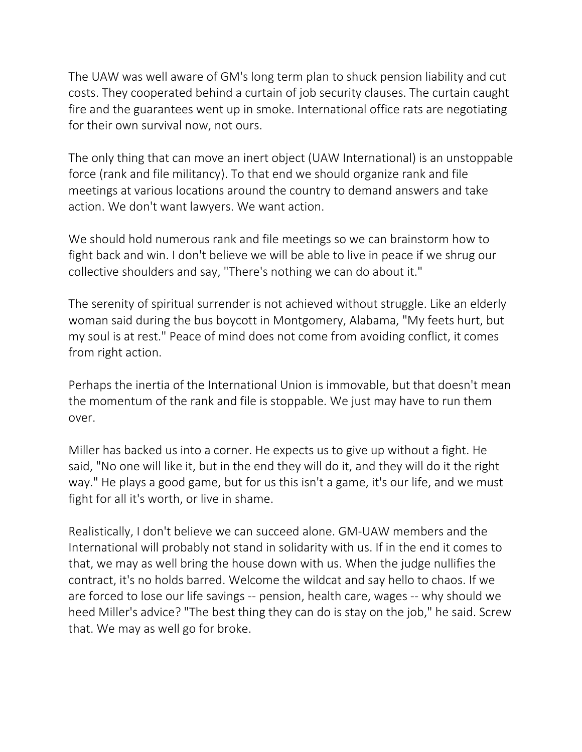The UAW was well aware of GM's long term plan to shuck pension liability and cut costs. They cooperated behind a curtain of job security clauses. The curtain caught fire and the guarantees went up in smoke. International office rats are negotiating for their own survival now, not ours.

The only thing that can move an inert object (UAW International) is an unstoppable force (rank and file militancy). To that end we should organize rank and file meetings at various locations around the country to demand answers and take action. We don't want lawyers. We want action.

We should hold numerous rank and file meetings so we can brainstorm how to fight back and win. I don't believe we will be able to live in peace if we shrug our collective shoulders and say, "There's nothing we can do about it."

The serenity of spiritual surrender is not achieved without struggle. Like an elderly woman said during the bus boycott in Montgomery, Alabama, "My feets hurt, but my soul is at rest." Peace of mind does not come from avoiding conflict, it comes from right action.

Perhaps the inertia of the International Union is immovable, but that doesn't mean the momentum of the rank and file is stoppable. We just may have to run them over.

Miller has backed us into a corner. He expects us to give up without a fight. He said, "No one will like it, but in the end they will do it, and they will do it the right way." He plays a good game, but for us this isn't a game, it's our life, and we must fight for all it's worth, or live in shame.

Realistically, I don't believe we can succeed alone. GM-UAW members and the International will probably not stand in solidarity with us. If in the end it comes to that, we may as well bring the house down with us. When the judge nullifies the contract, it's no holds barred. Welcome the wildcat and say hello to chaos. If we are forced to lose our life savings -- pension, health care, wages -- why should we heed Miller's advice? "The best thing they can do is stay on the job," he said. Screw that. We may as well go for broke.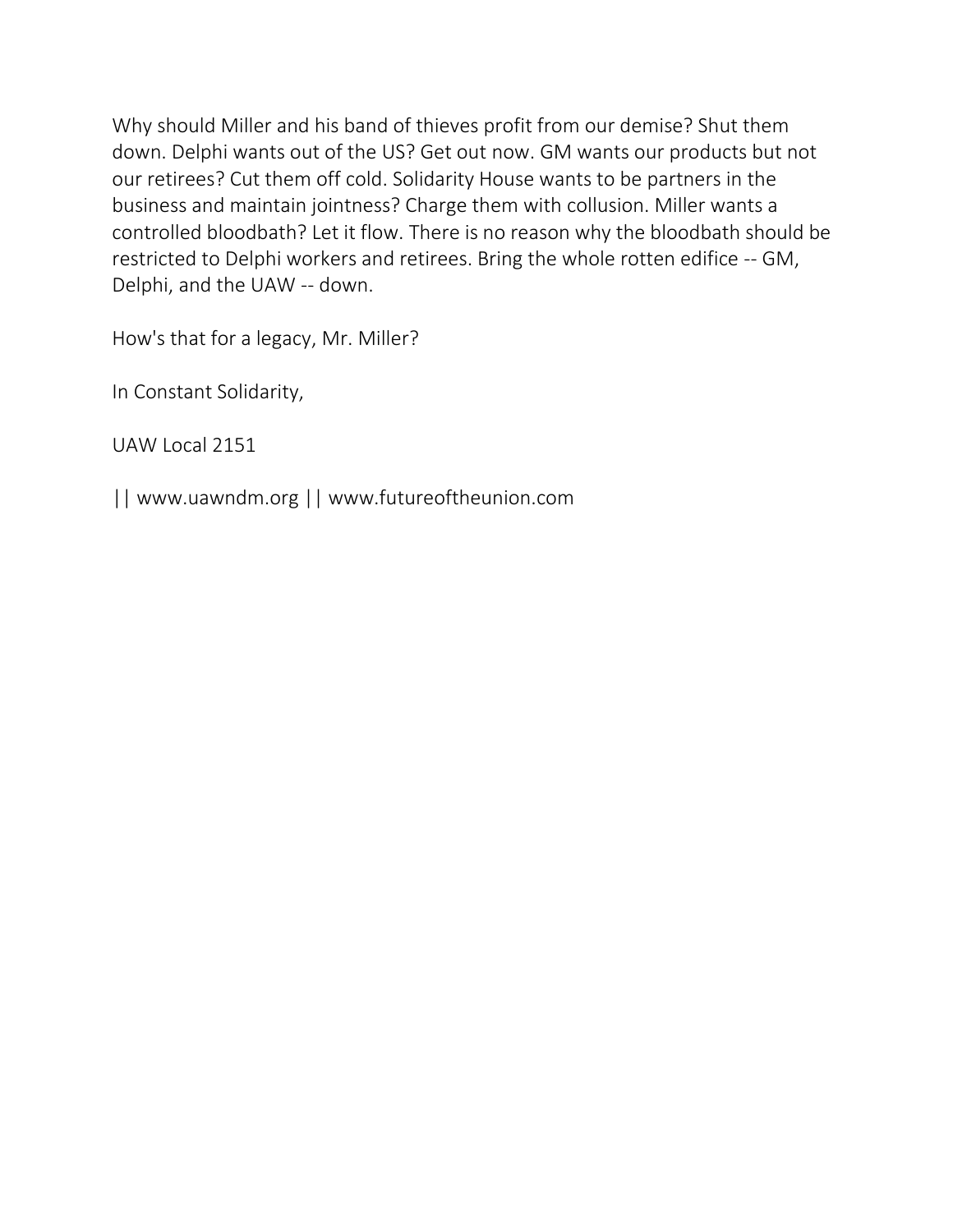Why should Miller and his band of thieves profit from our demise? Shut them down. Delphi wants out of the US? Get out now. GM wants our products but not our retirees? Cut them off cold. Solidarity House wants to be partners in the business and maintain jointness? Charge them with collusion. Miller wants a controlled bloodbath? Let it flow. There is no reason why the bloodbath should be restricted to Delphi workers and retirees. Bring the whole rotten edifice -- GM, Delphi, and the UAW -- down.

How's that for a legacy, Mr. Miller?

In Constant Solidarity,

UAW Local 2151

|| www.uawndm.org || www.futureoftheunion.com